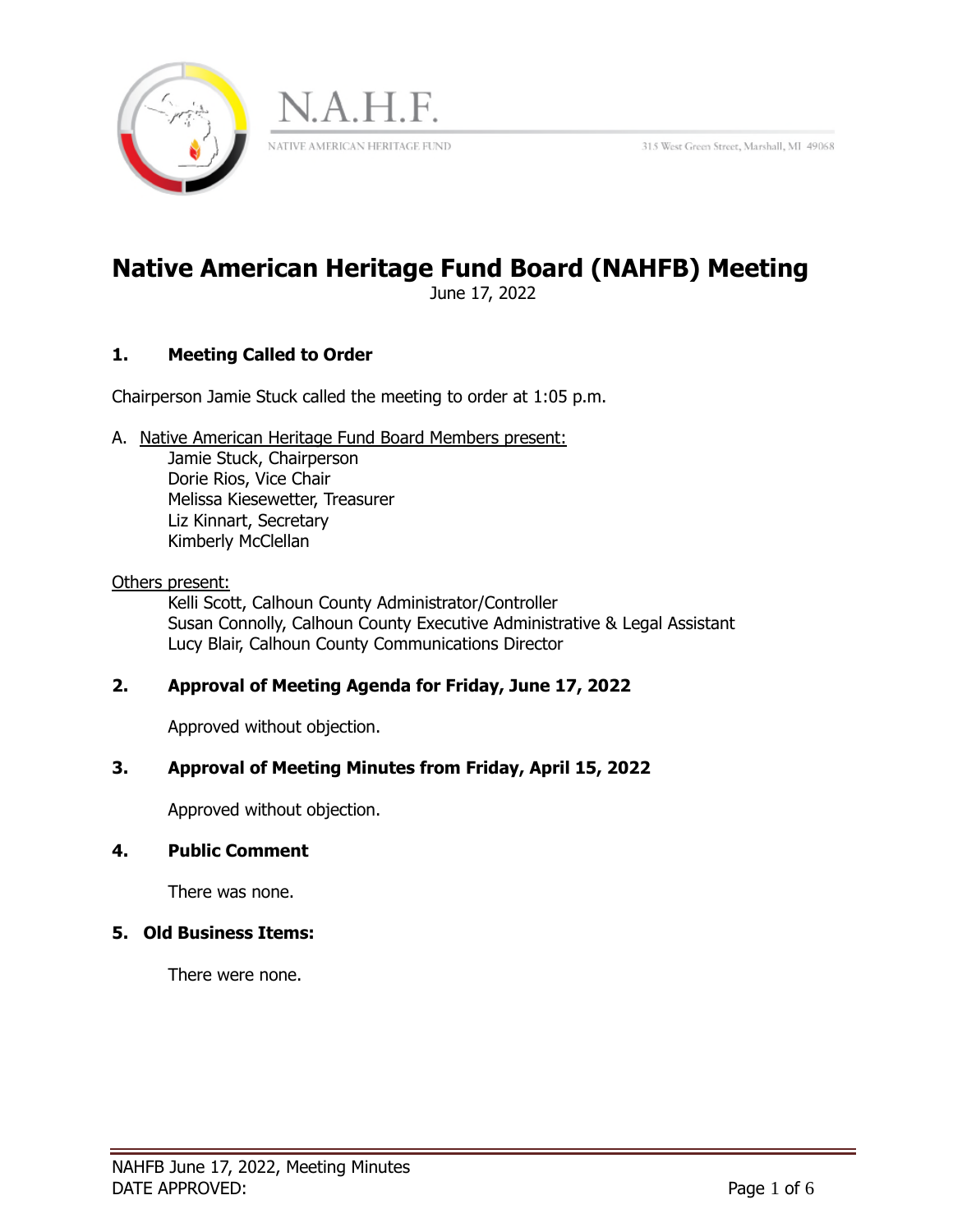N.A.H.F.

NATIVE AMERICAN HERITAGE FUND

315 West Green Street, Marshall, MI 49068

# Native American Heritage Fund Board (NAHFB) Meeting

June 17, 2022

## 1. Meeting Called to Order

Chairperson Jamie Stuck called the meeting to order at 1:05 p.m.

A. Native American Heritage Fund Board Members present:
   - Jamie Stuck, Chairperson
   - Dorie Rios, Vice Chair
   - Melissa Kiesewetter, Treasurer
   - Liz Kinnart, Secretary
   - Kimberly McClellan

Others present:
   - Kelli Scott, Calhoun County Administrator/Controller
   - Susan Connolly, Calhoun County Executive Administrative & Legal Assistant
   - Lucy Blair, Calhoun County Communications Director

## 2. Approval of Meeting Agenda for Friday, June 17, 2022

Approved without objection.

## 3. Approval of Meeting Minutes from Friday, April 15, 2022

Approved without objection.

## 4. Public Comment

There was none.

## 5. Old Business Items:

There were none.

NAHFB June 17, 2022, Meeting Minutes
DATE APPROVED: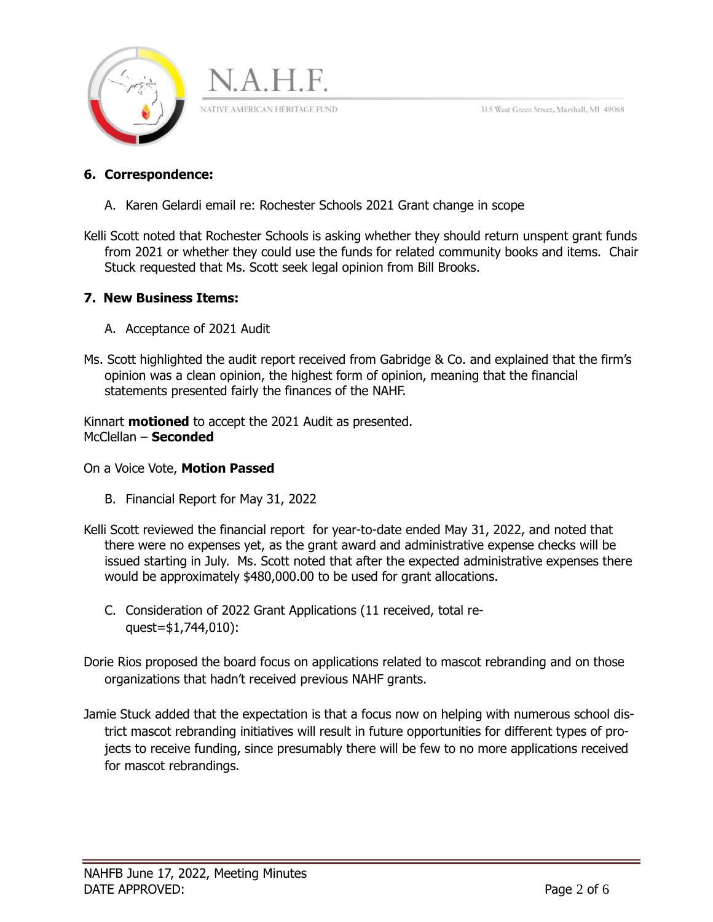## 6. Correspondence:

A. Karen Gelardi email re: Rochester Schools 2021 Grant change in scope

Kelli Scott noted that Rochester Schools is asking whether they should return unspent grant funds from 2021 or whether they could use the funds for related community books and items. Chair Stuck requested that Ms. Scott seek legal opinion from Bill Brooks.

## 7. New Business Items:

A. Acceptance of 2021 Audit

Ms. Scott highlighted the audit report received from Gabridge & Co. and explained that the firm's opinion was a clean opinion, the highest form of opinion, meaning that the financial statements presented fairly the finances of the NAHF.

Kinnart **motioned** to accept the 2021 Audit as presented.
McClellan – **Seconded**

On a Voice Vote, **Motion Passed**

B. Financial Report for May 31, 2022

Kelli Scott reviewed the financial report for year-to-date ended May 31, 2022, and noted that there were no expenses yet, as the grant award and administrative expense checks will be issued starting in July. Ms. Scott noted that after the expected administrative expenses there would be approximately $480,000.00 to be used for grant allocations.

C. Consideration of 2022 Grant Applications (11 received, total request=$1,744,010):

Dorie Rios proposed the board focus on applications related to mascot rebranding and on those organizations that hadn't received previous NAHF grants.

Jamie Stuck added that the expectation is that a focus now on helping with numerous school district mascot rebranding initiatives will result in future opportunities for different types of projects to receive funding, since presumably there will be few to no more applications received for mascot rebrandings.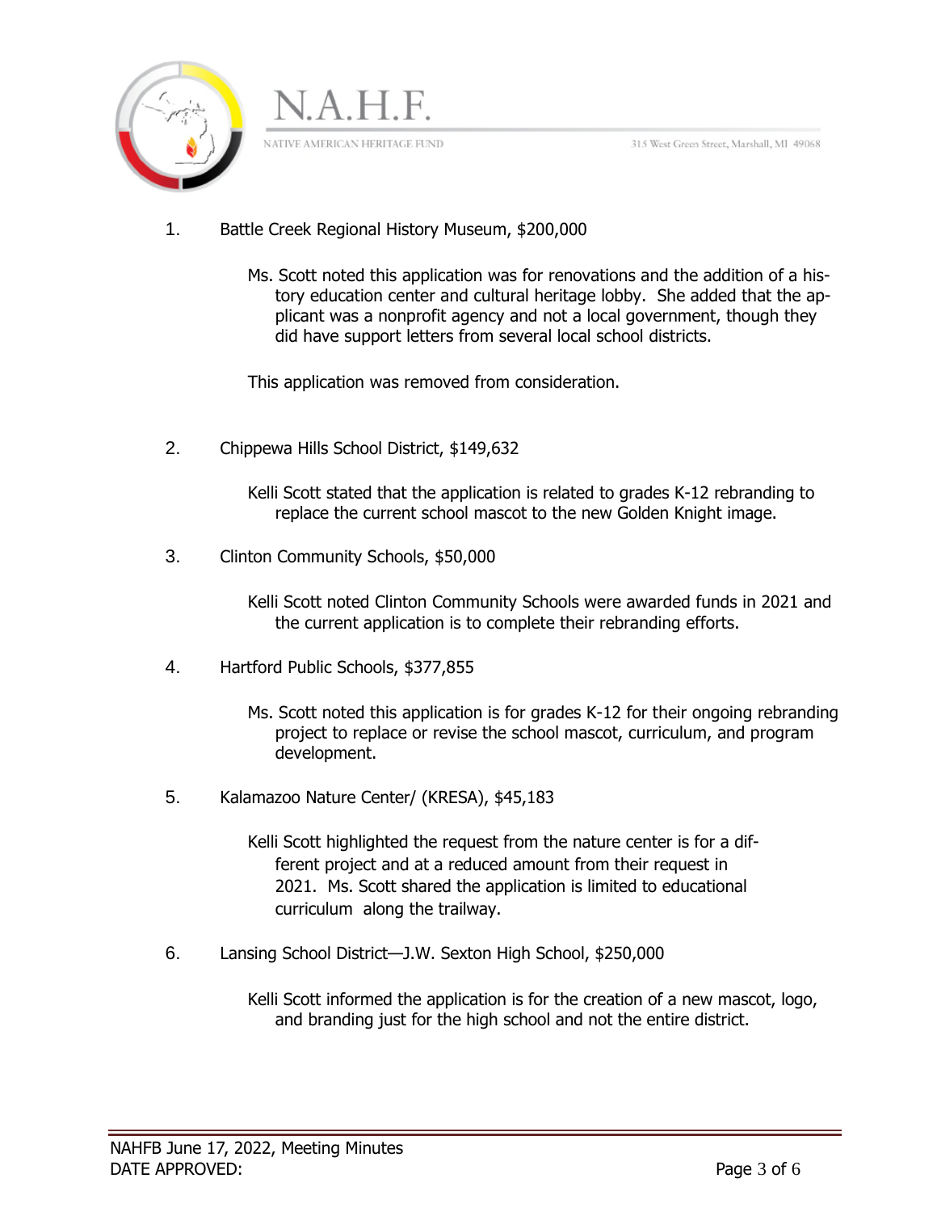1. Battle Creek Regional History Museum, $200,000

   Ms. Scott noted this application was for renovations and the addition of a history education center and cultural heritage lobby. She added that the applicant was a nonprofit agency and not a local government, though they did have support letters from several local school districts.

   This application was removed from consideration.

2. Chippewa Hills School District, $149,632

   Kelli Scott stated that the application is related to grades K-12 rebranding to replace the current school mascot to the new Golden Knight image.

3. Clinton Community Schools, $50,000

   Kelli Scott noted Clinton Community Schools were awarded funds in 2021 and the current application is to complete their rebranding efforts.

4. Hartford Public Schools, $377,855

   Ms. Scott noted this application is for grades K-12 for their ongoing rebranding project to replace or revise the school mascot, curriculum, and program development.

5. Kalamazoo Nature Center/ (KRESA), $45,183

   Kelli Scott highlighted the request from the nature center is for a different project and at a reduced amount from their request in 2021. Ms. Scott shared the application is limited to educational curriculum along the trailway.

6. Lansing School District—J.W. Sexton High School, $250,000

   Kelli Scott informed the application is for the creation of a new mascot, logo, and branding just for the high school and not the entire district.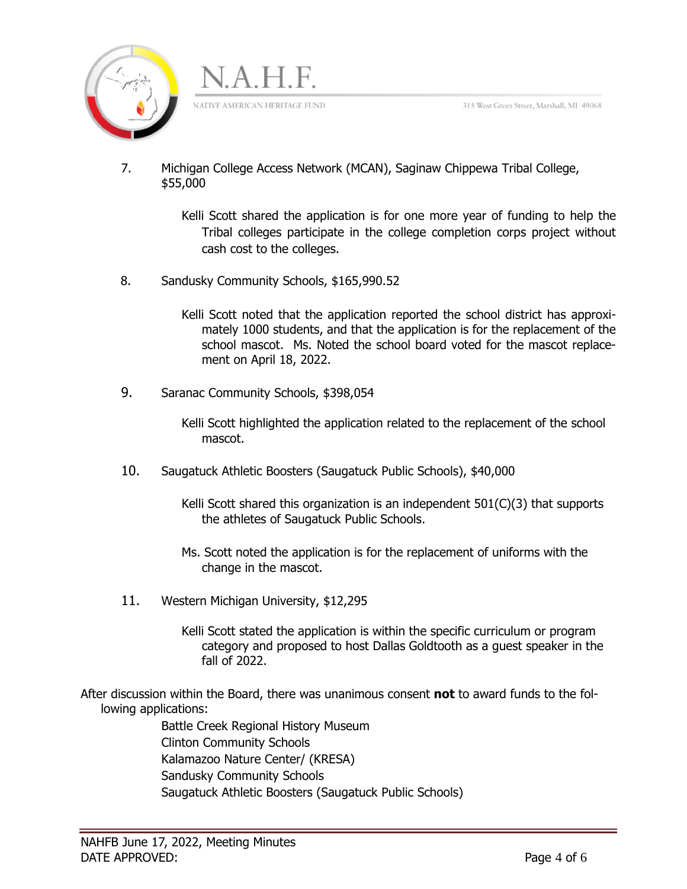7. Michigan College Access Network (MCAN), Saginaw Chippewa Tribal College, $55,000

   Kelli Scott shared the application is for one more year of funding to help the Tribal colleges participate in the college completion corps project without cash cost to the colleges.

8. Sandusky Community Schools, $165,990.52

   Kelli Scott noted that the application reported the school district has approximately 1000 students, and that the application is for the replacement of the school mascot. Ms. Noted the school board voted for the mascot replacement on April 18, 2022.

9. Saranac Community Schools, $398,054

   Kelli Scott highlighted the application related to the replacement of the school mascot.

10. Saugatuck Athletic Boosters (Saugatuck Public Schools), $40,000

    Kelli Scott shared this organization is an independent 501(C)(3) that supports the athletes of Saugatuck Public Schools.

    Ms. Scott noted the application is for the replacement of uniforms with the change in the mascot.

11. Western Michigan University, $12,295

    Kelli Scott stated the application is within the specific curriculum or program category and proposed to host Dallas Goldtooth as a guest speaker in the fall of 2022.

After discussion within the Board, there was unanimous consent **not** to award funds to the following applications:

Battle Creek Regional History Museum
Clinton Community Schools
Kalamazoo Nature Center/ (KRESA)
Sandusky Community Schools
Saugatuck Athletic Boosters (Saugatuck Public Schools)

NAHFB June 17, 2022, Meeting Minutes
DATE APPROVED: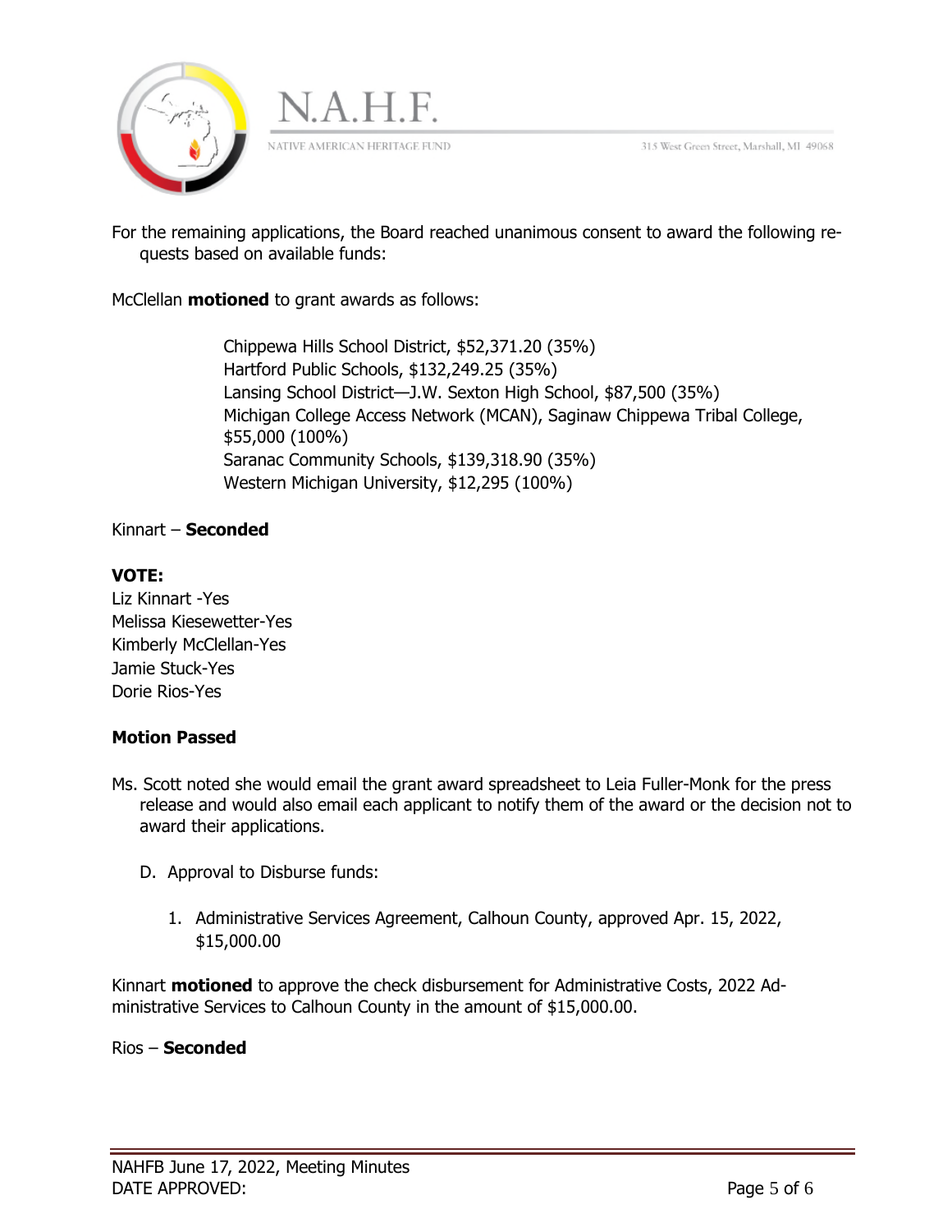For the remaining applications, the Board reached unanimous consent to award the following requests based on available funds:

McClellan **motioned** to grant awards as follows:

Chippewa Hills School District, $52,371.20 (35%)
Hartford Public Schools, $132,249.25 (35%)
Lansing School District—J.W. Sexton High School, $87,500 (35%)
Michigan College Access Network (MCAN), Saginaw Chippewa Tribal College, $55,000 (100%)
Saranac Community Schools, $139,318.90 (35%)
Western Michigan University, $12,295 (100%)

Kinnart – **Seconded**

**VOTE:**
Liz Kinnart -Yes
Melissa Kiesewetter-Yes
Kimberly McClellan-Yes
Jamie Stuck-Yes
Dorie Rios-Yes

**Motion Passed**

Ms. Scott noted she would email the grant award spreadsheet to Leia Fuller-Monk for the press release and would also email each applicant to notify them of the award or the decision not to award their applications.

D. Approval to Disburse funds:

1. Administrative Services Agreement, Calhoun County, approved Apr. 15, 2022, $15,000.00

Kinnart **motioned** to approve the check disbursement for Administrative Costs, 2022 Administrative Services to Calhoun County in the amount of $15,000.00.

Rios – **Seconded**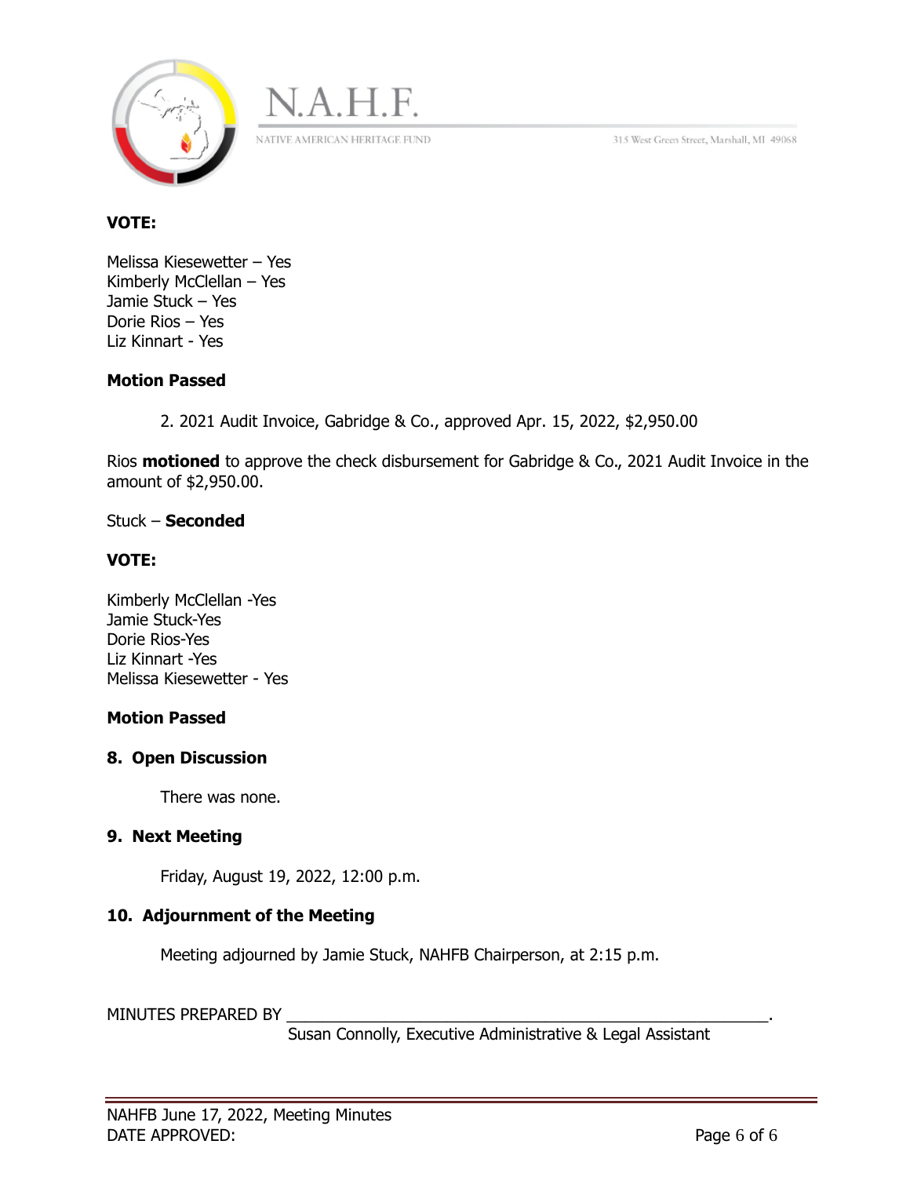**VOTE:**

Melissa Kiesewetter – Yes
Kimberly McClellan – Yes
Jamie Stuck – Yes
Dorie Rios – Yes
Liz Kinnart - Yes

**Motion Passed**

2. 2021 Audit Invoice, Gabridge & Co., approved Apr. 15, 2022, $2,950.00

Rios **motioned** to approve the check disbursement for Gabridge & Co., 2021 Audit Invoice in the amount of $2,950.00.

Stuck – **Seconded**

**VOTE:**

Kimberly McClellan -Yes
Jamie Stuck-Yes
Dorie Rios-Yes
Liz Kinnart -Yes
Melissa Kiesewetter - Yes

**Motion Passed**

**8. Open Discussion**

There was none.

**9. Next Meeting**

Friday, August 19, 2022, 12:00 p.m.

**10. Adjournment of the Meeting**

Meeting adjourned by Jamie Stuck, NAHFB Chairperson, at 2:15 p.m.

MINUTES PREPARED BY ____________________________________________.
Susan Connolly, Executive Administrative & Legal Assistant

NAHFB June 17, 2022, Meeting Minutes
DATE APPROVED: